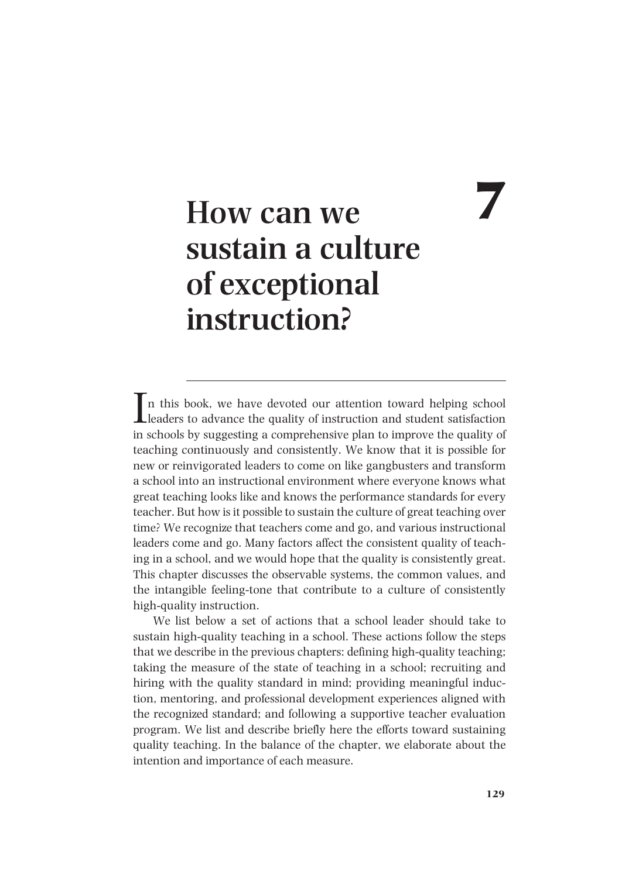# 7

# How can we sustain a culture of exceptional instruction?

In this book, we have devoted our attention toward helping school leaders to advance the quality of instruction and student satisfaction in schools by suggesting a comprehensive plan to improve the quality of teaching continuously and consistently. We know that it is possible for new or reinvigorated leaders to come on like gangbusters and transform a school into an instructional environment where everyone knows what great teaching looks like and knows the performance standards for every teacher. But how is it possible to sustain the culture of great teaching over time? We recognize that teachers come and go, and various instructional leaders come and go. Many factors affect the consistent quality of teaching in a school, and we would hope that the quality is consistently great. This chapter discusses the observable systems, the common values, and the intangible feeling-tone that contribute to a culture of consistently high-quality instruction.

We list below a set of actions that a school leader should take to sustain high-quality teaching in a school. These actions follow the steps that we describe in the previous chapters: defining high-quality teaching; taking the measure of the state of teaching in a school; recruiting and hiring with the quality standard in mind; providing meaningful induction, mentoring, and professional development experiences aligned with the recognized standard; and following a supportive teacher evaluation program. We list and describe briefly here the efforts toward sustaining quality teaching. In the balance of the chapter, we elaborate about the intention and importance of each measure.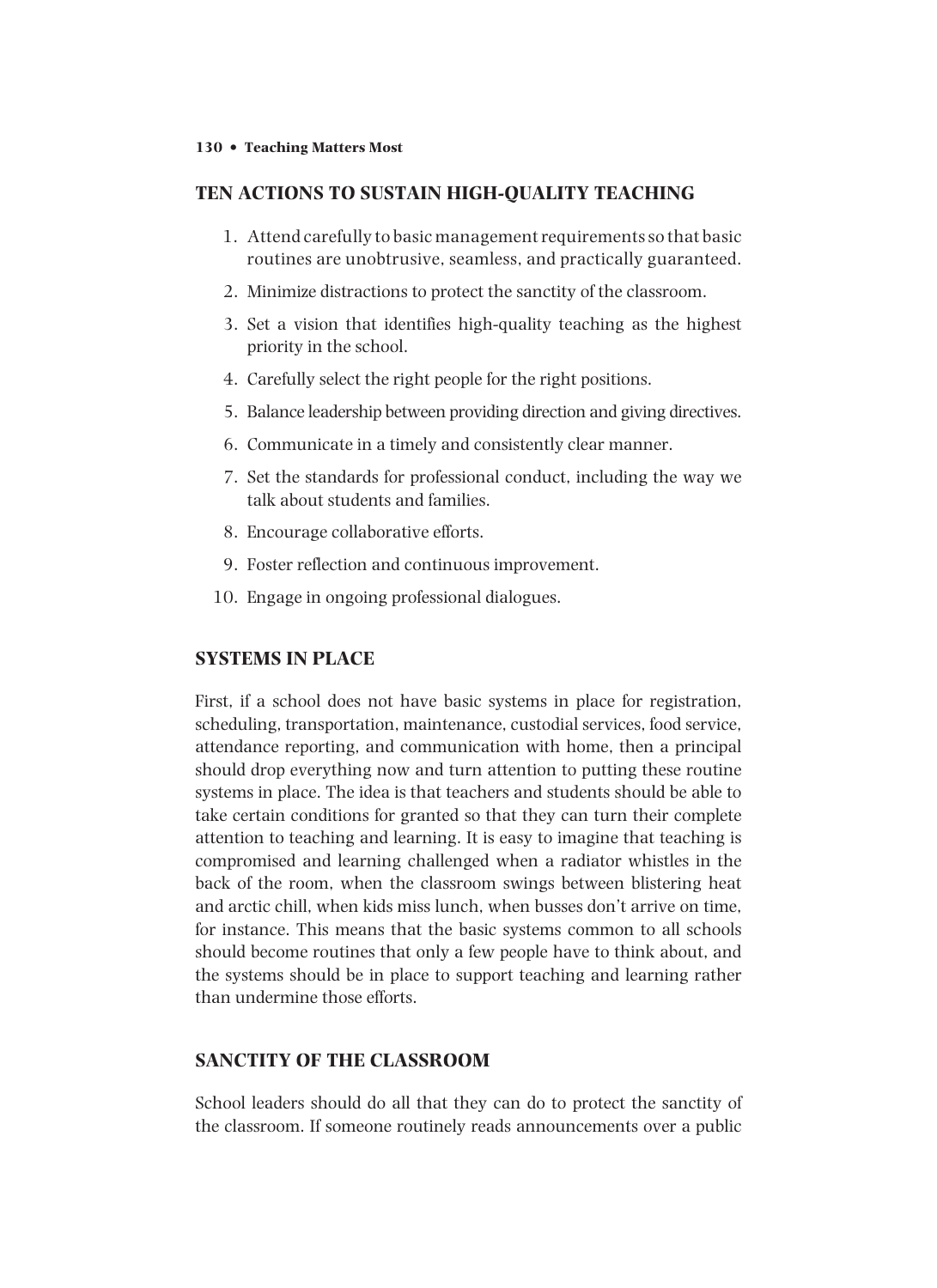## TEN ACTIONS TO SUSTAIN HIGH-QUALITY TEACHING

1. Attend carefully to basic management requirements so that basic routines are unobtrusive, seamless, and practically guaranteed.
2. Minimize distractions to protect the sanctity of the classroom.
3. Set a vision that identifies high-quality teaching as the highest priority in the school.
4. Carefully select the right people for the right positions.
5. Balance leadership between providing direction and giving directives.
6. Communicate in a timely and consistently clear manner.
7. Set the standards for professional conduct, including the way we talk about students and families.
8. Encourage collaborative efforts.
9. Foster reflection and continuous improvement.
10. Engage in ongoing professional dialogues.

## SYSTEMS IN PLACE

First, if a school does not have basic systems in place for registration, scheduling, transportation, maintenance, custodial services, food service, attendance reporting, and communication with home, then a principal should drop everything now and turn attention to putting these routine systems in place. The idea is that teachers and students should be able to take certain conditions for granted so that they can turn their complete attention to teaching and learning. It is easy to imagine that teaching is compromised and learning challenged when a radiator whistles in the back of the room, when the classroom swings between blistering heat and arctic chill, when kids miss lunch, when busses don't arrive on time, for instance. This means that the basic systems common to all schools should become routines that only a few people have to think about, and the systems should be in place to support teaching and learning rather than undermine those efforts.

## SANCTITY OF THE CLASSROOM

School leaders should do all that they can do to protect the sanctity of the classroom. If someone routinely reads announcements over a public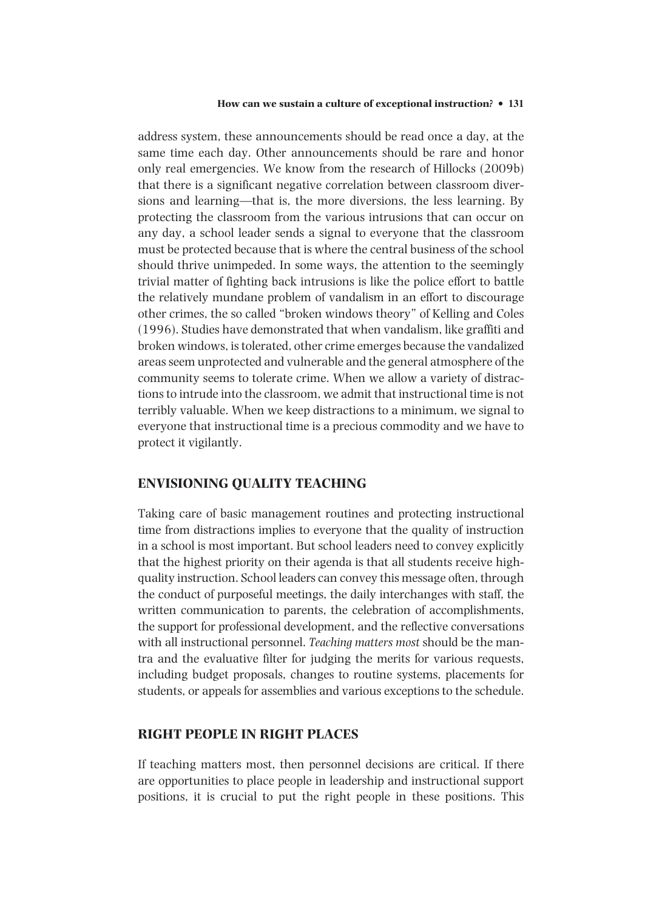address system, these announcements should be read once a day, at the same time each day. Other announcements should be rare and honor only real emergencies. We know from the research of Hillocks (2009b) that there is a significant negative correlation between classroom diversions and learning—that is, the more diversions, the less learning. By protecting the classroom from the various intrusions that can occur on any day, a school leader sends a signal to everyone that the classroom must be protected because that is where the central business of the school should thrive unimpeded. In some ways, the attention to the seemingly trivial matter of fighting back intrusions is like the police effort to battle the relatively mundane problem of vandalism in an effort to discourage other crimes, the so called "broken windows theory" of Kelling and Coles (1996). Studies have demonstrated that when vandalism, like graffiti and broken windows, is tolerated, other crime emerges because the vandalized areas seem unprotected and vulnerable and the general atmosphere of the community seems to tolerate crime. When we allow a variety of distractions to intrude into the classroom, we admit that instructional time is not terribly valuable. When we keep distractions to a minimum, we signal to everyone that instructional time is a precious commodity and we have to protect it vigilantly.

## ENVISIONING QUALITY TEACHING

Taking care of basic management routines and protecting instructional time from distractions implies to everyone that the quality of instruction in a school is most important. But school leaders need to convey explicitly that the highest priority on their agenda is that all students receive high-quality instruction. School leaders can convey this message often, through the conduct of purposeful meetings, the daily interchanges with staff, the written communication to parents, the celebration of accomplishments, the support for professional development, and the reflective conversations with all instructional personnel. *Teaching matters most* should be the mantra and the evaluative filter for judging the merits for various requests, including budget proposals, changes to routine systems, placements for students, or appeals for assemblies and various exceptions to the schedule.

## RIGHT PEOPLE IN RIGHT PLACES

If teaching matters most, then personnel decisions are critical. If there are opportunities to place people in leadership and instructional support positions, it is crucial to put the right people in these positions. This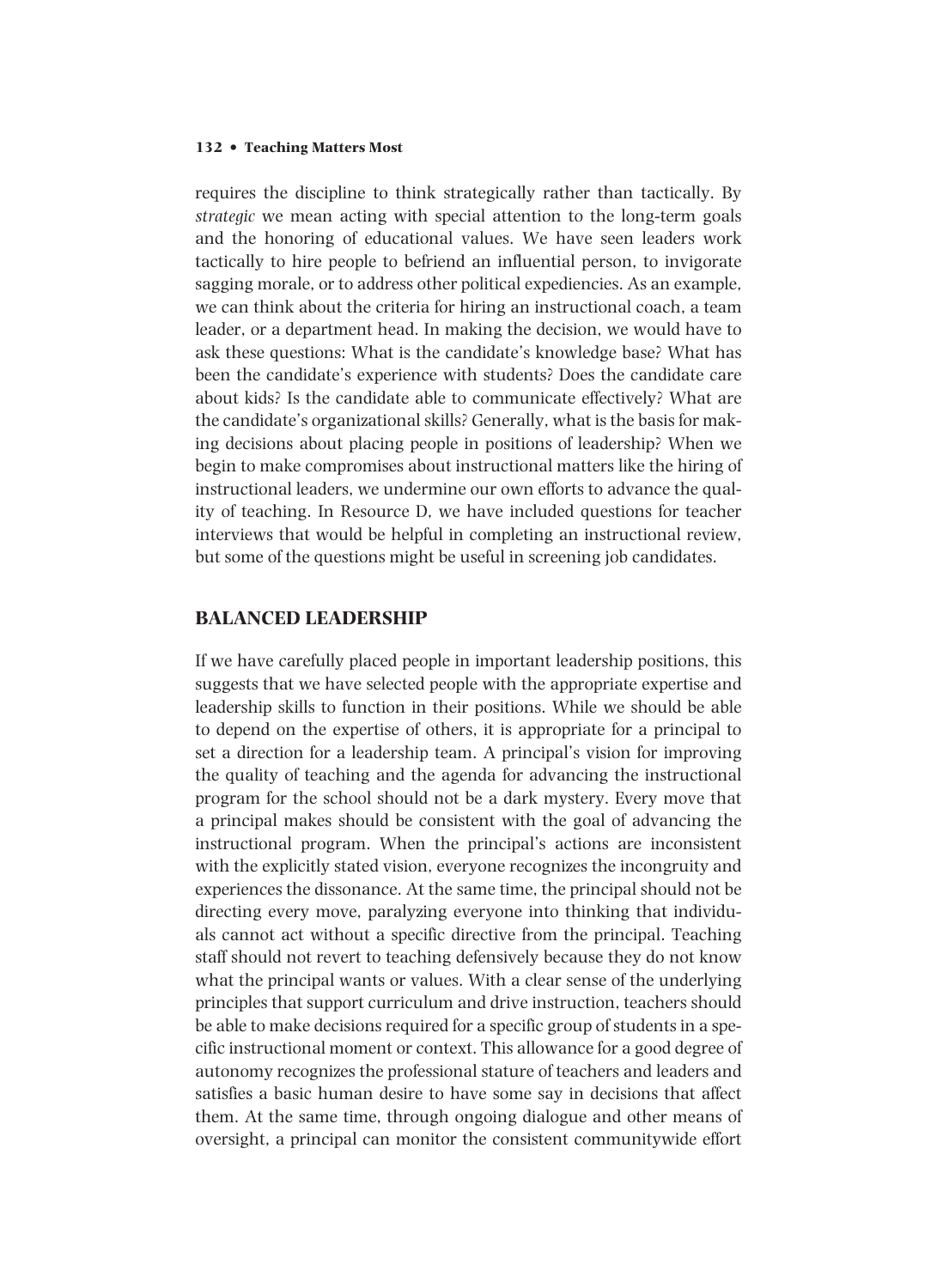requires the discipline to think strategically rather than tactically. By *strategic* we mean acting with special attention to the long-term goals and the honoring of educational values. We have seen leaders work tactically to hire people to befriend an influential person, to invigorate sagging morale, or to address other political expediencies. As an example, we can think about the criteria for hiring an instructional coach, a team leader, or a department head. In making the decision, we would have to ask these questions: What is the candidate's knowledge base? What has been the candidate's experience with students? Does the candidate care about kids? Is the candidate able to communicate effectively? What are the candidate's organizational skills? Generally, what is the basis for making decisions about placing people in positions of leadership? When we begin to make compromises about instructional matters like the hiring of instructional leaders, we undermine our own efforts to advance the quality of teaching. In Resource D, we have included questions for teacher interviews that would be helpful in completing an instructional review, but some of the questions might be useful in screening job candidates.

## BALANCED LEADERSHIP

If we have carefully placed people in important leadership positions, this suggests that we have selected people with the appropriate expertise and leadership skills to function in their positions. While we should be able to depend on the expertise of others, it is appropriate for a principal to set a direction for a leadership team. A principal's vision for improving the quality of teaching and the agenda for advancing the instructional program for the school should not be a dark mystery. Every move that a principal makes should be consistent with the goal of advancing the instructional program. When the principal's actions are inconsistent with the explicitly stated vision, everyone recognizes the incongruity and experiences the dissonance. At the same time, the principal should not be directing every move, paralyzing everyone into thinking that individuals cannot act without a specific directive from the principal. Teaching staff should not revert to teaching defensively because they do not know what the principal wants or values. With a clear sense of the underlying principles that support curriculum and drive instruction, teachers should be able to make decisions required for a specific group of students in a specific instructional moment or context. This allowance for a good degree of autonomy recognizes the professional stature of teachers and leaders and satisfies a basic human desire to have some say in decisions that affect them. At the same time, through ongoing dialogue and other means of oversight, a principal can monitor the consistent communitywide effort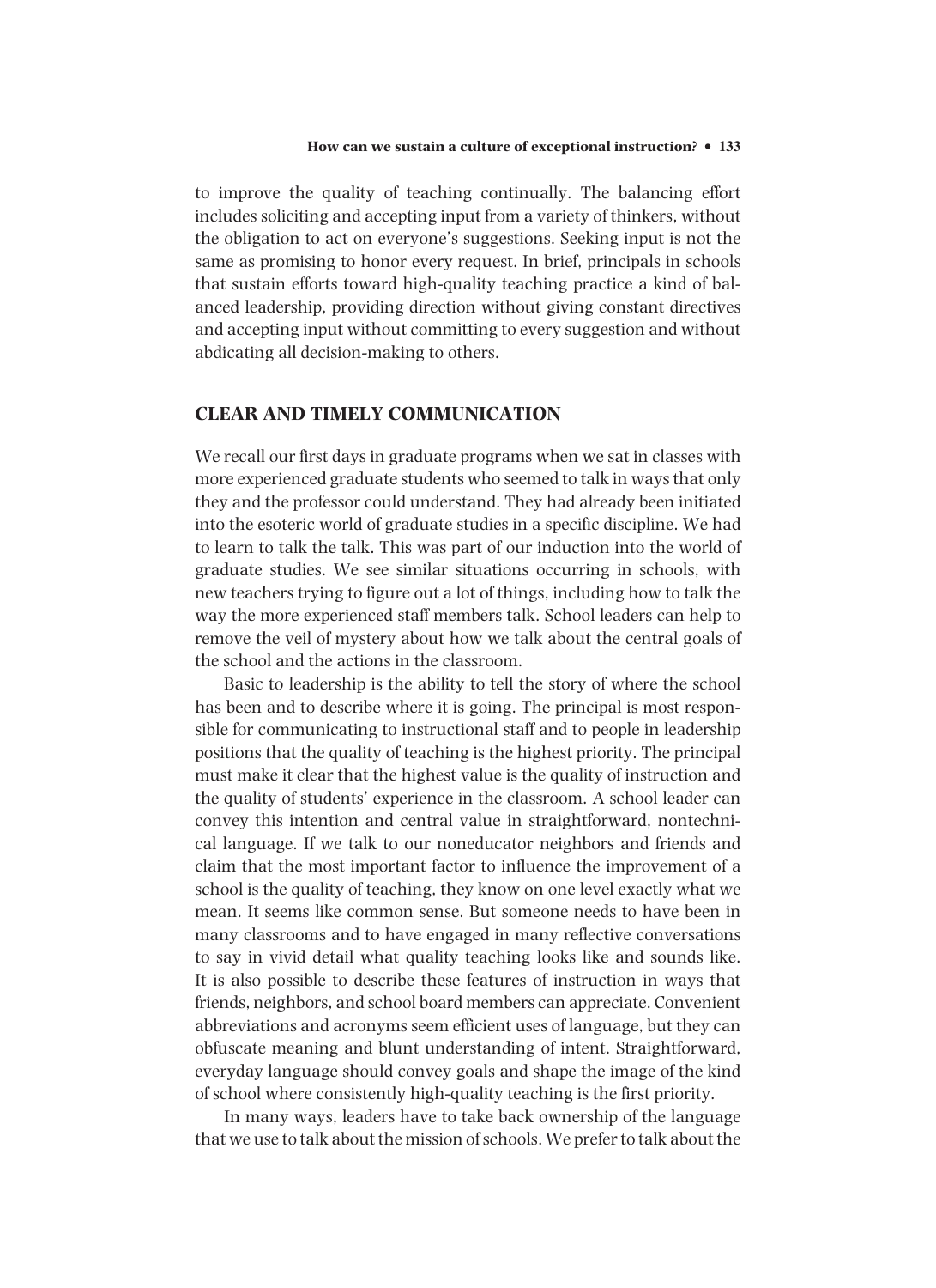to improve the quality of teaching continually. The balancing effort includes soliciting and accepting input from a variety of thinkers, without the obligation to act on everyone's suggestions. Seeking input is not the same as promising to honor every request. In brief, principals in schools that sustain efforts toward high-quality teaching practice a kind of balanced leadership, providing direction without giving constant directives and accepting input without committing to every suggestion and without abdicating all decision-making to others.

## CLEAR AND TIMELY COMMUNICATION

We recall our first days in graduate programs when we sat in classes with more experienced graduate students who seemed to talk in ways that only they and the professor could understand. They had already been initiated into the esoteric world of graduate studies in a specific discipline. We had to learn to talk the talk. This was part of our induction into the world of graduate studies. We see similar situations occurring in schools, with new teachers trying to figure out a lot of things, including how to talk the way the more experienced staff members talk. School leaders can help to remove the veil of mystery about how we talk about the central goals of the school and the actions in the classroom.

Basic to leadership is the ability to tell the story of where the school has been and to describe where it is going. The principal is most responsible for communicating to instructional staff and to people in leadership positions that the quality of teaching is the highest priority. The principal must make it clear that the highest value is the quality of instruction and the quality of students' experience in the classroom. A school leader can convey this intention and central value in straightforward, nontechnical language. If we talk to our noneducator neighbors and friends and claim that the most important factor to influence the improvement of a school is the quality of teaching, they know on one level exactly what we mean. It seems like common sense. But someone needs to have been in many classrooms and to have engaged in many reflective conversations to say in vivid detail what quality teaching looks like and sounds like. It is also possible to describe these features of instruction in ways that friends, neighbors, and school board members can appreciate. Convenient abbreviations and acronyms seem efficient uses of language, but they can obfuscate meaning and blunt understanding of intent. Straightforward, everyday language should convey goals and shape the image of the kind of school where consistently high-quality teaching is the first priority.

In many ways, leaders have to take back ownership of the language that we use to talk about the mission of schools. We prefer to talk about the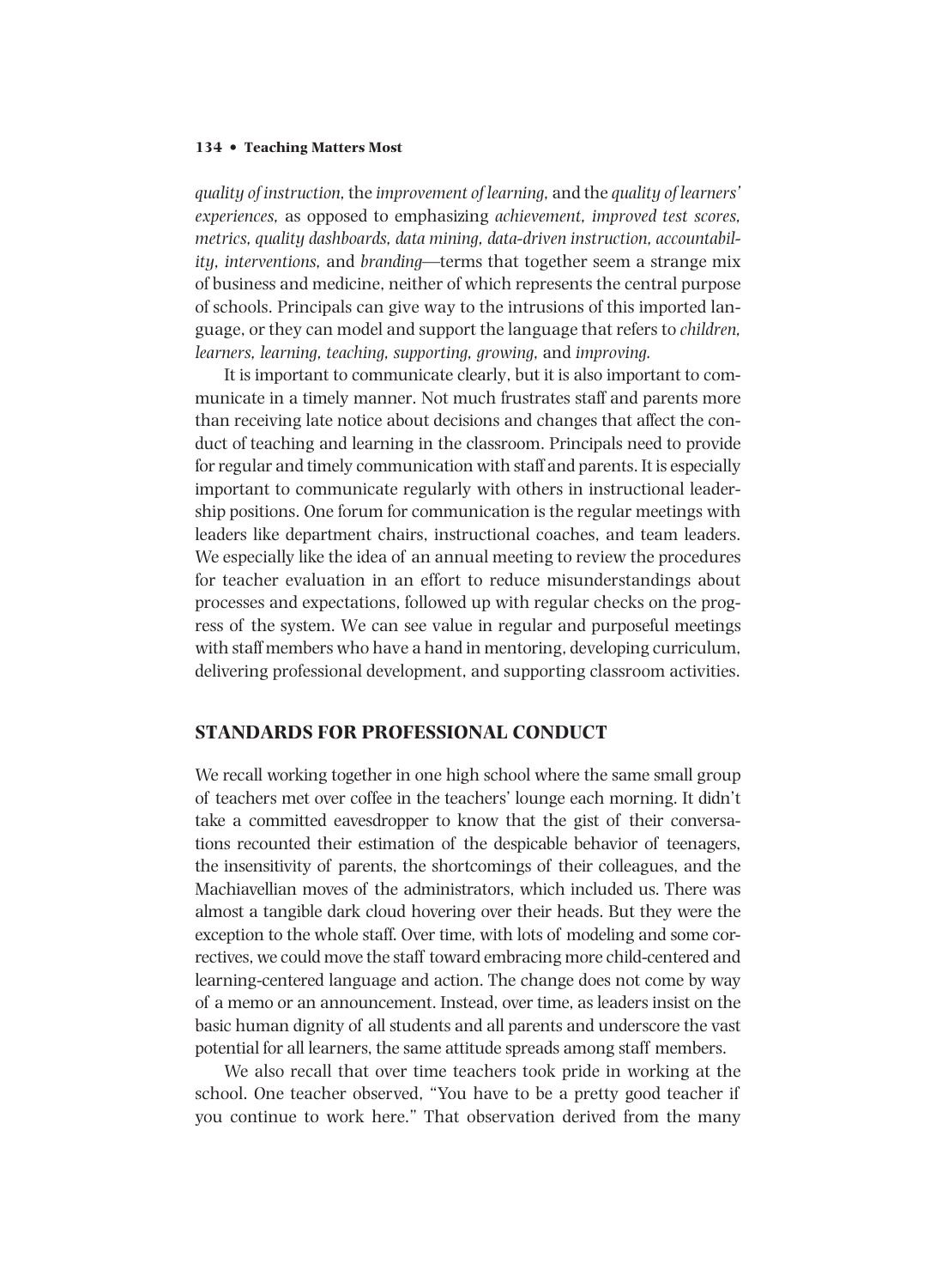*quality of instruction,* the *improvement of learning,* and the *quality of learners' experiences,* as opposed to emphasizing *achievement, improved test scores, metrics, quality dashboards, data mining, data-driven instruction, accountability, interventions,* and *branding*—terms that together seem a strange mix of business and medicine, neither of which represents the central purpose of schools. Principals can give way to the intrusions of this imported language, or they can model and support the language that refers to *children, learners, learning, teaching, supporting, growing,* and *improving.*

It is important to communicate clearly, but it is also important to communicate in a timely manner. Not much frustrates staff and parents more than receiving late notice about decisions and changes that affect the conduct of teaching and learning in the classroom. Principals need to provide for regular and timely communication with staff and parents. It is especially important to communicate regularly with others in instructional leadership positions. One forum for communication is the regular meetings with leaders like department chairs, instructional coaches, and team leaders. We especially like the idea of an annual meeting to review the procedures for teacher evaluation in an effort to reduce misunderstandings about processes and expectations, followed up with regular checks on the progress of the system. We can see value in regular and purposeful meetings with staff members who have a hand in mentoring, developing curriculum, delivering professional development, and supporting classroom activities.

## STANDARDS FOR PROFESSIONAL CONDUCT

We recall working together in one high school where the same small group of teachers met over coffee in the teachers' lounge each morning. It didn't take a committed eavesdropper to know that the gist of their conversations recounted their estimation of the despicable behavior of teenagers, the insensitivity of parents, the shortcomings of their colleagues, and the Machiavellian moves of the administrators, which included us. There was almost a tangible dark cloud hovering over their heads. But they were the exception to the whole staff. Over time, with lots of modeling and some correctives, we could move the staff toward embracing more child-centered and learning-centered language and action. The change does not come by way of a memo or an announcement. Instead, over time, as leaders insist on the basic human dignity of all students and all parents and underscore the vast potential for all learners, the same attitude spreads among staff members.

We also recall that over time teachers took pride in working at the school. One teacher observed, "You have to be a pretty good teacher if you continue to work here." That observation derived from the many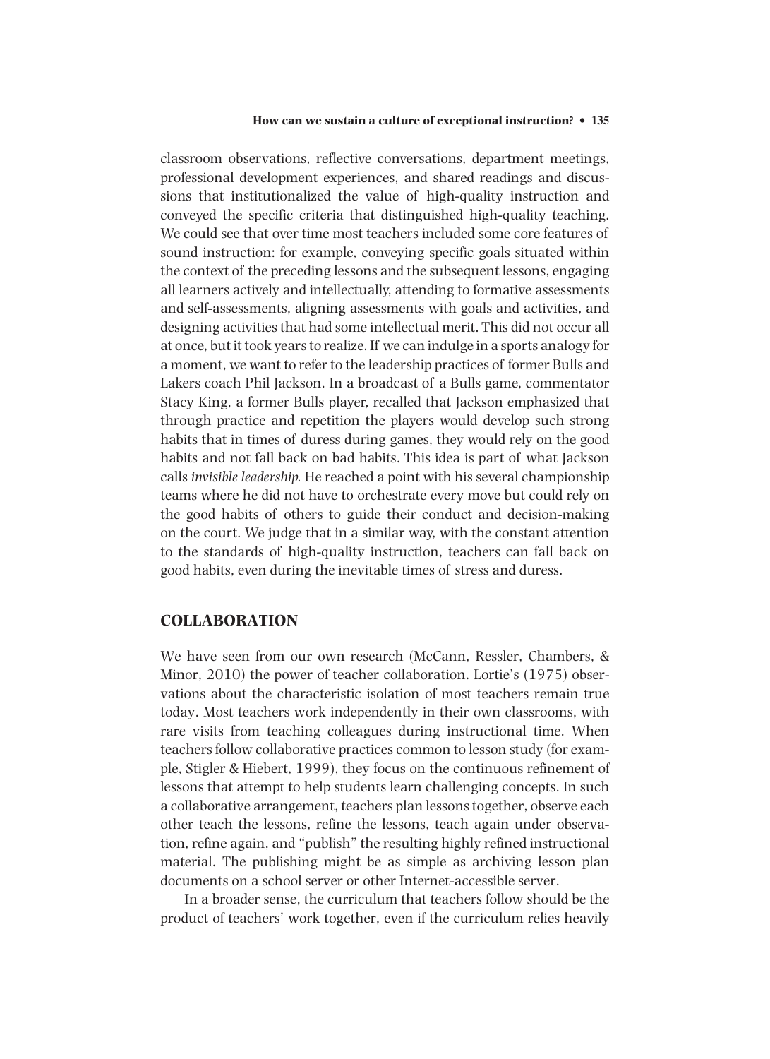classroom observations, reflective conversations, department meetings, professional development experiences, and shared readings and discussions that institutionalized the value of high-quality instruction and conveyed the specific criteria that distinguished high-quality teaching. We could see that over time most teachers included some core features of sound instruction: for example, conveying specific goals situated within the context of the preceding lessons and the subsequent lessons, engaging all learners actively and intellectually, attending to formative assessments and self-assessments, aligning assessments with goals and activities, and designing activities that had some intellectual merit. This did not occur all at once, but it took years to realize. If we can indulge in a sports analogy for a moment, we want to refer to the leadership practices of former Bulls and Lakers coach Phil Jackson. In a broadcast of a Bulls game, commentator Stacy King, a former Bulls player, recalled that Jackson emphasized that through practice and repetition the players would develop such strong habits that in times of duress during games, they would rely on the good habits and not fall back on bad habits. This idea is part of what Jackson calls *invisible leadership.* He reached a point with his several championship teams where he did not have to orchestrate every move but could rely on the good habits of others to guide their conduct and decision-making on the court. We judge that in a similar way, with the constant attention to the standards of high-quality instruction, teachers can fall back on good habits, even during the inevitable times of stress and duress.

## COLLABORATION

We have seen from our own research (McCann, Ressler, Chambers, & Minor, 2010) the power of teacher collaboration. Lortie's (1975) observations about the characteristic isolation of most teachers remain true today. Most teachers work independently in their own classrooms, with rare visits from teaching colleagues during instructional time. When teachers follow collaborative practices common to lesson study (for example, Stigler & Hiebert, 1999), they focus on the continuous refinement of lessons that attempt to help students learn challenging concepts. In such a collaborative arrangement, teachers plan lessons together, observe each other teach the lessons, refine the lessons, teach again under observation, refine again, and "publish" the resulting highly refined instructional material. The publishing might be as simple as archiving lesson plan documents on a school server or other Internet-accessible server.

In a broader sense, the curriculum that teachers follow should be the product of teachers' work together, even if the curriculum relies heavily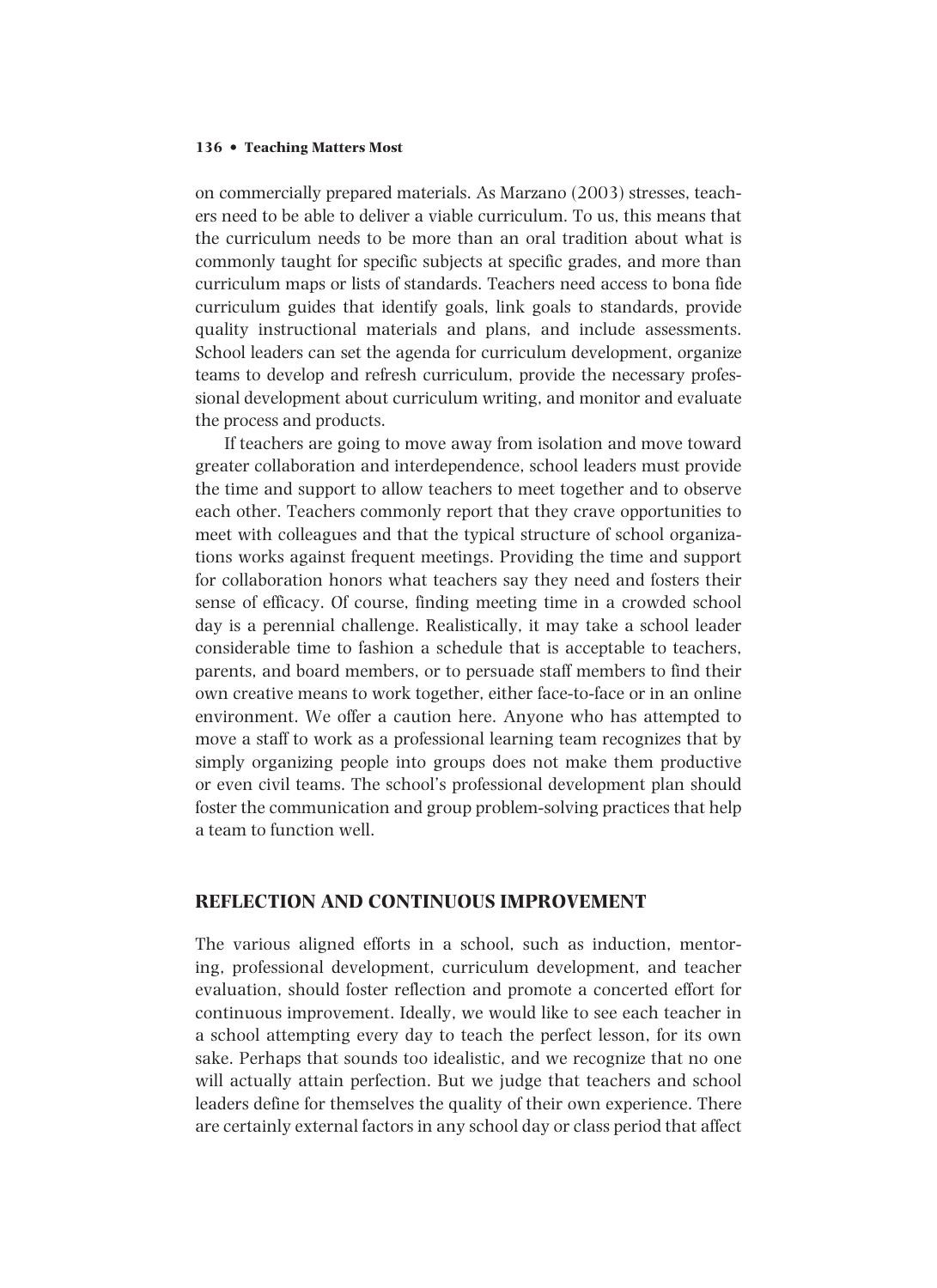on commercially prepared materials. As Marzano (2003) stresses, teachers need to be able to deliver a viable curriculum. To us, this means that the curriculum needs to be more than an oral tradition about what is commonly taught for specific subjects at specific grades, and more than curriculum maps or lists of standards. Teachers need access to bona fide curriculum guides that identify goals, link goals to standards, provide quality instructional materials and plans, and include assessments. School leaders can set the agenda for curriculum development, organize teams to develop and refresh curriculum, provide the necessary professional development about curriculum writing, and monitor and evaluate the process and products.

If teachers are going to move away from isolation and move toward greater collaboration and interdependence, school leaders must provide the time and support to allow teachers to meet together and to observe each other. Teachers commonly report that they crave opportunities to meet with colleagues and that the typical structure of school organizations works against frequent meetings. Providing the time and support for collaboration honors what teachers say they need and fosters their sense of efficacy. Of course, finding meeting time in a crowded school day is a perennial challenge. Realistically, it may take a school leader considerable time to fashion a schedule that is acceptable to teachers, parents, and board members, or to persuade staff members to find their own creative means to work together, either face-to-face or in an online environment. We offer a caution here. Anyone who has attempted to move a staff to work as a professional learning team recognizes that by simply organizing people into groups does not make them productive or even civil teams. The school's professional development plan should foster the communication and group problem-solving practices that help a team to function well.

## REFLECTION AND CONTINUOUS IMPROVEMENT

The various aligned efforts in a school, such as induction, mentoring, professional development, curriculum development, and teacher evaluation, should foster reflection and promote a concerted effort for continuous improvement. Ideally, we would like to see each teacher in a school attempting every day to teach the perfect lesson, for its own sake. Perhaps that sounds too idealistic, and we recognize that no one will actually attain perfection. But we judge that teachers and school leaders define for themselves the quality of their own experience. There are certainly external factors in any school day or class period that affect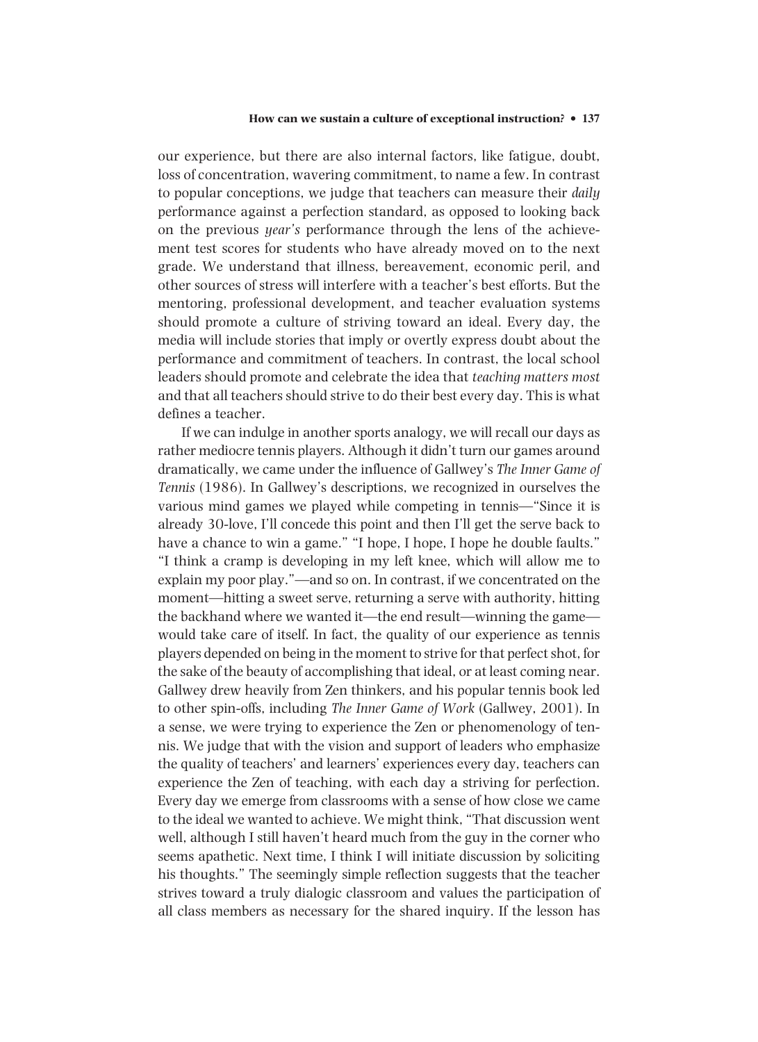our experience, but there are also internal factors, like fatigue, doubt, loss of concentration, wavering commitment, to name a few. In contrast to popular conceptions, we judge that teachers can measure their *daily* performance against a perfection standard, as opposed to looking back on the previous *year's* performance through the lens of the achievement test scores for students who have already moved on to the next grade. We understand that illness, bereavement, economic peril, and other sources of stress will interfere with a teacher's best efforts. But the mentoring, professional development, and teacher evaluation systems should promote a culture of striving toward an ideal. Every day, the media will include stories that imply or overtly express doubt about the performance and commitment of teachers. In contrast, the local school leaders should promote and celebrate the idea that *teaching matters most* and that all teachers should strive to do their best every day. This is what defines a teacher.

If we can indulge in another sports analogy, we will recall our days as rather mediocre tennis players. Although it didn't turn our games around dramatically, we came under the influence of Gallwey's *The Inner Game of Tennis* (1986). In Gallwey's descriptions, we recognized in ourselves the various mind games we played while competing in tennis—"Since it is already 30-love, I'll concede this point and then I'll get the serve back to have a chance to win a game." "I hope, I hope, I hope he double faults." "I think a cramp is developing in my left knee, which will allow me to explain my poor play."—and so on. In contrast, if we concentrated on the moment—hitting a sweet serve, returning a serve with authority, hitting the backhand where we wanted it—the end result—winning the game—would take care of itself. In fact, the quality of our experience as tennis players depended on being in the moment to strive for that perfect shot, for the sake of the beauty of accomplishing that ideal, or at least coming near. Gallwey drew heavily from Zen thinkers, and his popular tennis book led to other spin-offs, including *The Inner Game of Work* (Gallwey, 2001). In a sense, we were trying to experience the Zen or phenomenology of tennis. We judge that with the vision and support of leaders who emphasize the quality of teachers' and learners' experiences every day, teachers can experience the Zen of teaching, with each day a striving for perfection. Every day we emerge from classrooms with a sense of how close we came to the ideal we wanted to achieve. We might think, "That discussion went well, although I still haven't heard much from the guy in the corner who seems apathetic. Next time, I think I will initiate discussion by soliciting his thoughts." The seemingly simple reflection suggests that the teacher strives toward a truly dialogic classroom and values the participation of all class members as necessary for the shared inquiry. If the lesson has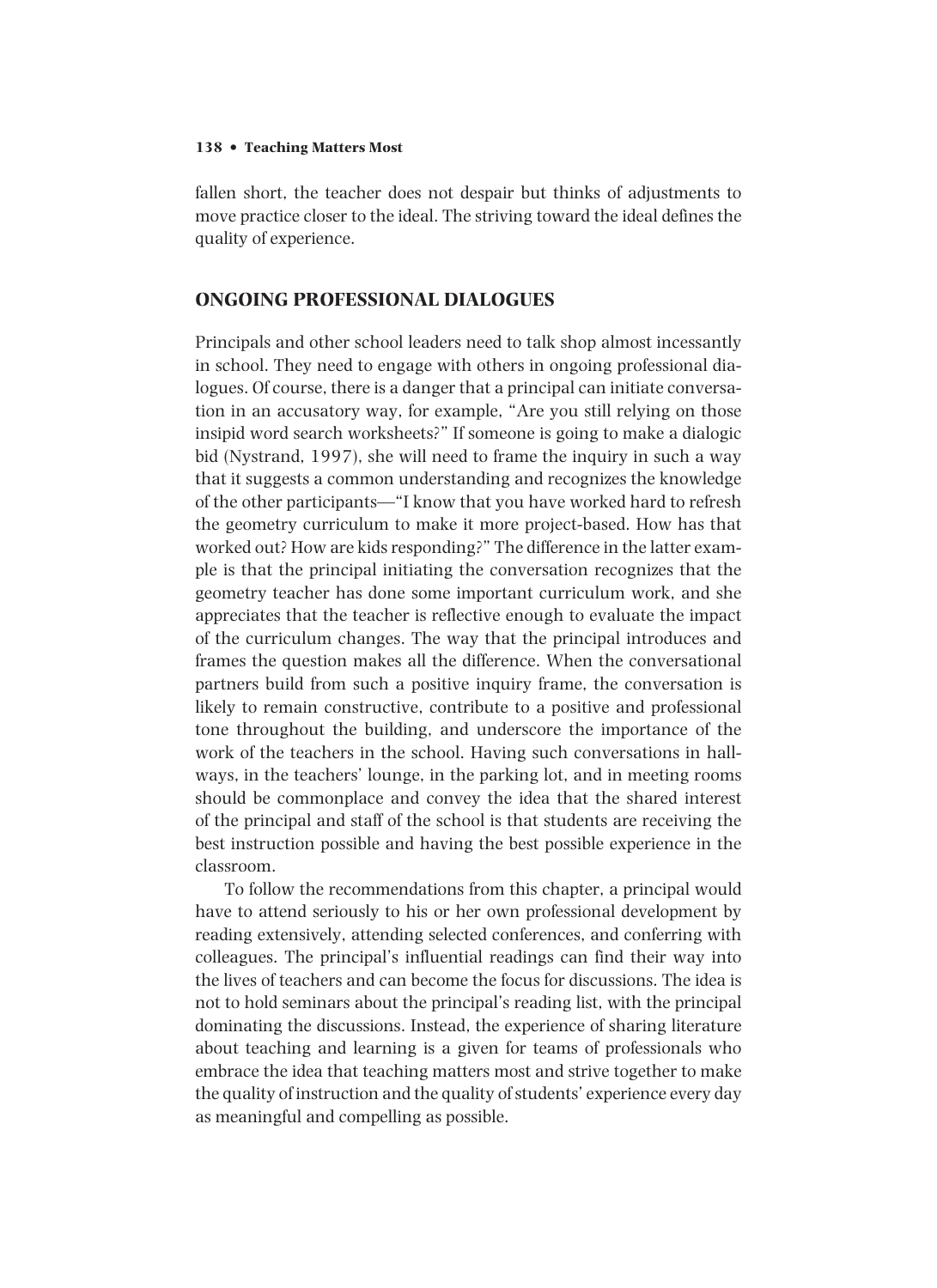fallen short, the teacher does not despair but thinks of adjustments to move practice closer to the ideal. The striving toward the ideal defines the quality of experience.

## ONGOING PROFESSIONAL DIALOGUES

Principals and other school leaders need to talk shop almost incessantly in school. They need to engage with others in ongoing professional dialogues. Of course, there is a danger that a principal can initiate conversation in an accusatory way, for example, "Are you still relying on those insipid word search worksheets?" If someone is going to make a dialogic bid (Nystrand, 1997), she will need to frame the inquiry in such a way that it suggests a common understanding and recognizes the knowledge of the other participants—"I know that you have worked hard to refresh the geometry curriculum to make it more project-based. How has that worked out? How are kids responding?" The difference in the latter example is that the principal initiating the conversation recognizes that the geometry teacher has done some important curriculum work, and she appreciates that the teacher is reflective enough to evaluate the impact of the curriculum changes. The way that the principal introduces and frames the question makes all the difference. When the conversational partners build from such a positive inquiry frame, the conversation is likely to remain constructive, contribute to a positive and professional tone throughout the building, and underscore the importance of the work of the teachers in the school. Having such conversations in hallways, in the teachers' lounge, in the parking lot, and in meeting rooms should be commonplace and convey the idea that the shared interest of the principal and staff of the school is that students are receiving the best instruction possible and having the best possible experience in the classroom.

To follow the recommendations from this chapter, a principal would have to attend seriously to his or her own professional development by reading extensively, attending selected conferences, and conferring with colleagues. The principal's influential readings can find their way into the lives of teachers and can become the focus for discussions. The idea is not to hold seminars about the principal's reading list, with the principal dominating the discussions. Instead, the experience of sharing literature about teaching and learning is a given for teams of professionals who embrace the idea that teaching matters most and strive together to make the quality of instruction and the quality of students' experience every day as meaningful and compelling as possible.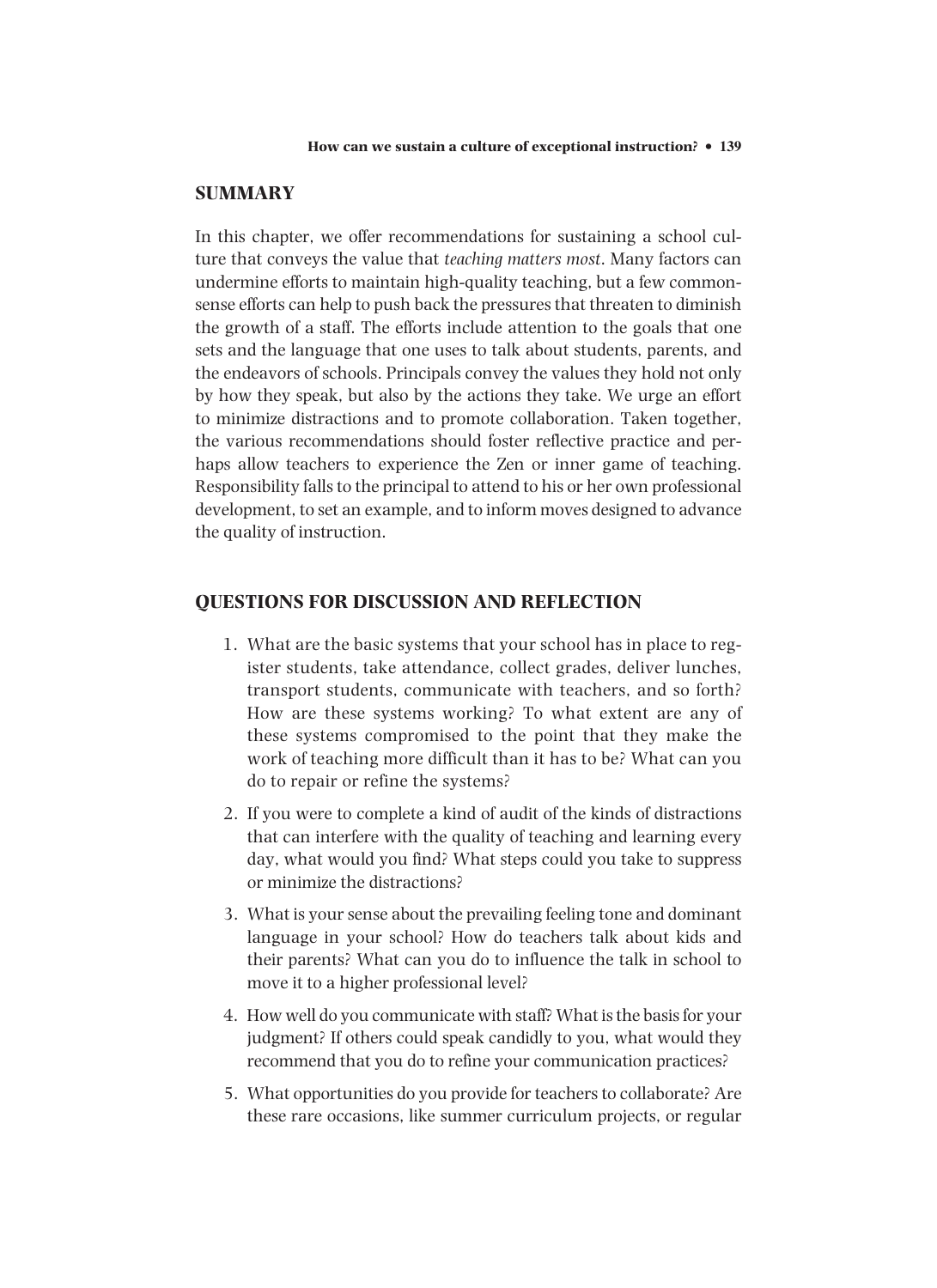## SUMMARY

In this chapter, we offer recommendations for sustaining a school culture that conveys the value that *teaching matters most*. Many factors can undermine efforts to maintain high-quality teaching, but a few commonsense efforts can help to push back the pressures that threaten to diminish the growth of a staff. The efforts include attention to the goals that one sets and the language that one uses to talk about students, parents, and the endeavors of schools. Principals convey the values they hold not only by how they speak, but also by the actions they take. We urge an effort to minimize distractions and to promote collaboration. Taken together, the various recommendations should foster reflective practice and perhaps allow teachers to experience the Zen or inner game of teaching. Responsibility falls to the principal to attend to his or her own professional development, to set an example, and to inform moves designed to advance the quality of instruction.

## QUESTIONS FOR DISCUSSION AND REFLECTION

1. What are the basic systems that your school has in place to register students, take attendance, collect grades, deliver lunches, transport students, communicate with teachers, and so forth? How are these systems working? To what extent are any of these systems compromised to the point that they make the work of teaching more difficult than it has to be? What can you do to repair or refine the systems?
2. If you were to complete a kind of audit of the kinds of distractions that can interfere with the quality of teaching and learning every day, what would you find? What steps could you take to suppress or minimize the distractions?
3. What is your sense about the prevailing feeling tone and dominant language in your school? How do teachers talk about kids and their parents? What can you do to influence the talk in school to move it to a higher professional level?
4. How well do you communicate with staff? What is the basis for your judgment? If others could speak candidly to you, what would they recommend that you do to refine your communication practices?
5. What opportunities do you provide for teachers to collaborate? Are these rare occasions, like summer curriculum projects, or regular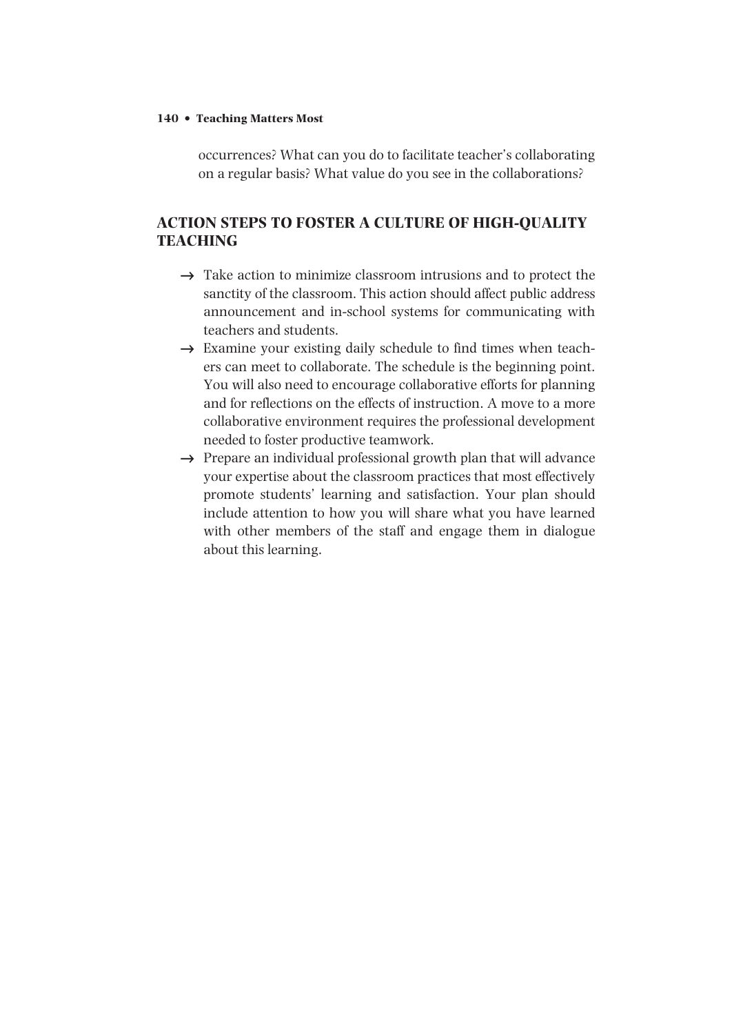occurrences? What can you do to facilitate teacher's collaborating on a regular basis? What value do you see in the collaborations?

## ACTION STEPS TO FOSTER A CULTURE OF HIGH-QUALITY TEACHING

→ Take action to minimize classroom intrusions and to protect the sanctity of the classroom. This action should affect public address announcement and in-school systems for communicating with teachers and students.

→ Examine your existing daily schedule to find times when teachers can meet to collaborate. The schedule is the beginning point. You will also need to encourage collaborative efforts for planning and for reflections on the effects of instruction. A move to a more collaborative environment requires the professional development needed to foster productive teamwork.

→ Prepare an individual professional growth plan that will advance your expertise about the classroom practices that most effectively promote students' learning and satisfaction. Your plan should include attention to how you will share what you have learned with other members of the staff and engage them in dialogue about this learning.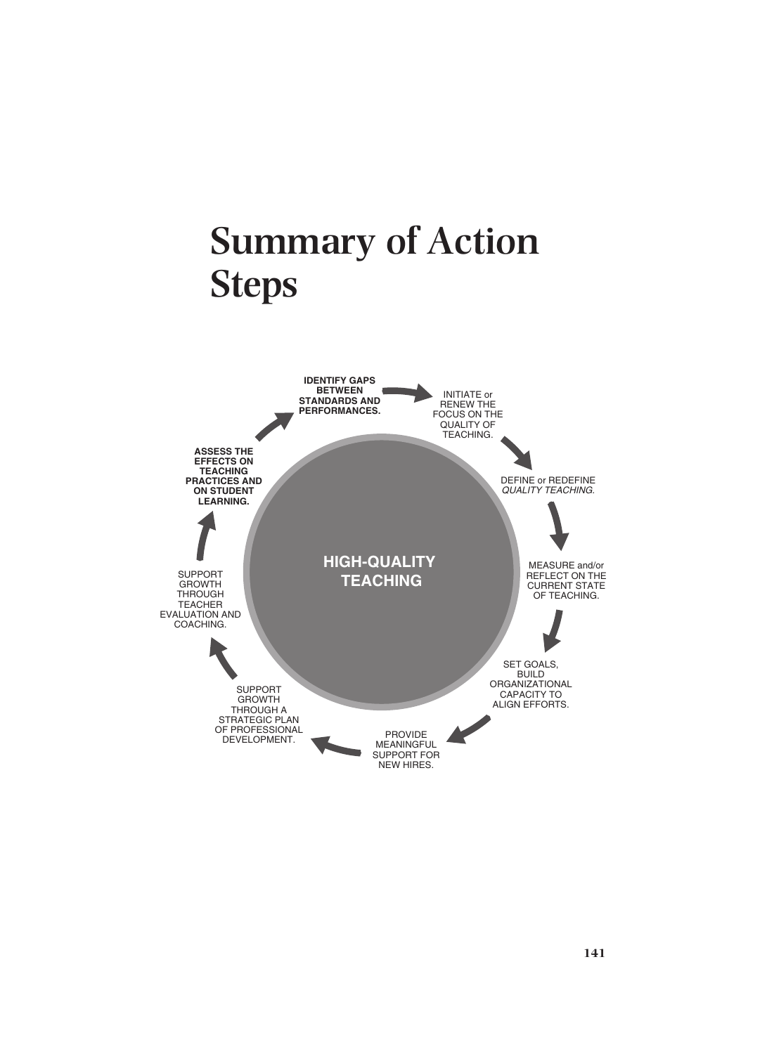# Summary of Action Steps

HIGH-QUALITY TEACHING

INITIATE or RENEW THE FOCUS ON THE QUALITY OF TEACHING.

DEFINE or REDEFINE *QUALITY TEACHING.*

MEASURE and/or REFLECT ON THE CURRENT STATE OF TEACHING.

SET GOALS, BUILD ORGANIZATIONAL CAPACITY TO ALIGN EFFORTS.

PROVIDE MEANINGFUL SUPPORT FOR NEW HIRES.

SUPPORT GROWTH THROUGH A STRATEGIC PLAN OF PROFESSIONAL DEVELOPMENT.

SUPPORT GROWTH THROUGH TEACHER EVALUATION AND COACHING.

**ASSESS THE EFFECTS ON TEACHING PRACTICES AND ON STUDENT LEARNING.**

**IDENTIFY GAPS BETWEEN STANDARDS AND PERFORMANCES.**